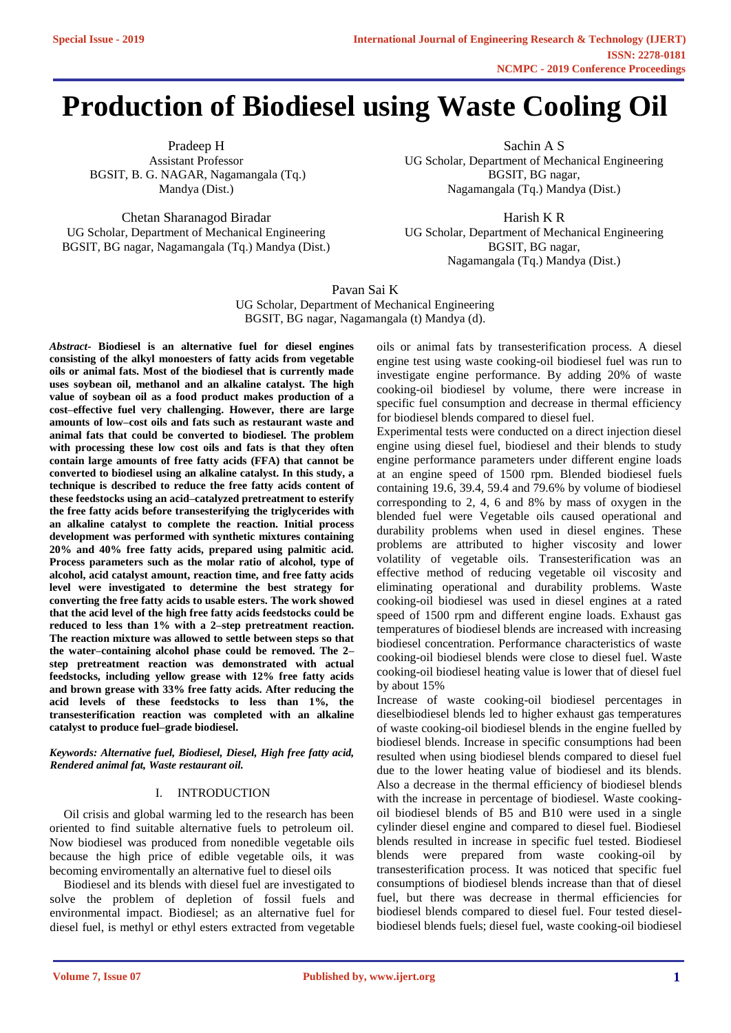# Production of Biodiesel using Waste Cooling Oil

Pradeep H
Assistant Professor
BGSIT, B. G. NAGAR, Nagamangala (Tq.)
Mandya (Dist.)

Sachin A S
UG Scholar, Department of Mechanical Engineering
BGSIT, BG nagar,
Nagamangala (Tq.) Mandya (Dist.)

Chetan Sharanagod Biradar
UG Scholar, Department of Mechanical Engineering
BGSIT, BG nagar, Nagamangala (Tq.) Mandya (Dist.)

Harish K R
UG Scholar, Department of Mechanical Engineering
BGSIT, BG nagar,
Nagamangala (Tq.) Mandya (Dist.)

Pavan Sai K
UG Scholar, Department of Mechanical Engineering
BGSIT, BG nagar, Nagamangala (t) Mandya (d).

***Abstract-*** **Biodiesel is an alternative fuel for diesel engines consisting of the alkyl monoesters of fatty acids from vegetable oils or animal fats. Most of the biodiesel that is currently made uses soybean oil, methanol and an alkaline catalyst. The high value of soybean oil as a food product makes production of a cost–effective fuel very challenging. However, there are large amounts of low–cost oils and fats such as restaurant waste and animal fats that could be converted to biodiesel. The problem with processing these low cost oils and fats is that they often contain large amounts of free fatty acids (FFA) that cannot be converted to biodiesel using an alkaline catalyst. In this study, a technique is described to reduce the free fatty acids content of these feedstocks using an acid–catalyzed pretreatment to esterify the free fatty acids before transesterifying the triglycerides with an alkaline catalyst to complete the reaction. Initial process development was performed with synthetic mixtures containing 20% and 40% free fatty acids, prepared using palmitic acid. Process parameters such as the molar ratio of alcohol, type of alcohol, acid catalyst amount, reaction time, and free fatty acids level were investigated to determine the best strategy for converting the free fatty acids to usable esters. The work showed that the acid level of the high free fatty acids feedstocks could be reduced to less than 1% with a 2–step pretreatment reaction. The reaction mixture was allowed to settle between steps so that the water–containing alcohol phase could be removed. The 2–step pretreatment reaction was demonstrated with actual feedstocks, including yellow grease with 12% free fatty acids and brown grease with 33% free fatty acids. After reducing the acid levels of these feedstocks to less than 1%, the transesterification reaction was completed with an alkaline catalyst to produce fuel–grade biodiesel.**

***Keywords: Alternative fuel, Biodiesel, Diesel, High free fatty acid, Rendered animal fat, Waste restaurant oil.***

## I. INTRODUCTION

Oil crisis and global warming led to the research has been oriented to find suitable alternative fuels to petroleum oil. Now biodiesel was produced from nonedible vegetable oils because the high price of edible vegetable oils, it was becoming enviromentally an alternative fuel to diesel oils

Biodiesel and its blends with diesel fuel are investigated to solve the problem of depletion of fossil fuels and environmental impact. Biodiesel; as an alternative fuel for diesel fuel, is methyl or ethyl esters extracted from vegetable oils or animal fats by transesterification process. A diesel engine test using waste cooking-oil biodiesel fuel was run to investigate engine performance. By adding 20% of waste cooking-oil biodiesel by volume, there were increase in specific fuel consumption and decrease in thermal efficiency for biodiesel blends compared to diesel fuel.

Experimental tests were conducted on a direct injection diesel engine using diesel fuel, biodiesel and their blends to study engine performance parameters under different engine loads at an engine speed of 1500 rpm. Blended biodiesel fuels containing 19.6, 39.4, 59.4 and 79.6% by volume of biodiesel corresponding to 2, 4, 6 and 8% by mass of oxygen in the blended fuel were Vegetable oils caused operational and durability problems when used in diesel engines. These problems are attributed to higher viscosity and lower volatility of vegetable oils. Transesterification was an effective method of reducing vegetable oil viscosity and eliminating operational and durability problems. Waste cooking-oil biodiesel was used in diesel engines at a rated speed of 1500 rpm and different engine loads. Exhaust gas temperatures of biodiesel blends are increased with increasing biodiesel concentration. Performance characteristics of waste cooking-oil biodiesel blends were close to diesel fuel. Waste cooking-oil biodiesel heating value is lower that of diesel fuel by about 15%

Increase of waste cooking-oil biodiesel percentages in dieselbiodiesel blends led to higher exhaust gas temperatures of waste cooking-oil biodiesel blends in the engine fuelled by biodiesel blends. Increase in specific consumptions had been resulted when using biodiesel blends compared to diesel fuel due to the lower heating value of biodiesel and its blends. Also a decrease in the thermal efficiency of biodiesel blends with the increase in percentage of biodiesel. Waste cooking-oil biodiesel blends of B5 and B10 were used in a single cylinder diesel engine and compared to diesel fuel. Biodiesel blends resulted in increase in specific fuel tested. Biodiesel blends were prepared from waste cooking-oil by transesterification process. It was noticed that specific fuel consumptions of biodiesel blends increase than that of diesel fuel, but there was decrease in thermal efficiencies for biodiesel blends compared to diesel fuel. Four tested diesel-biodiesel blends fuels; diesel fuel, waste cooking-oil biodiesel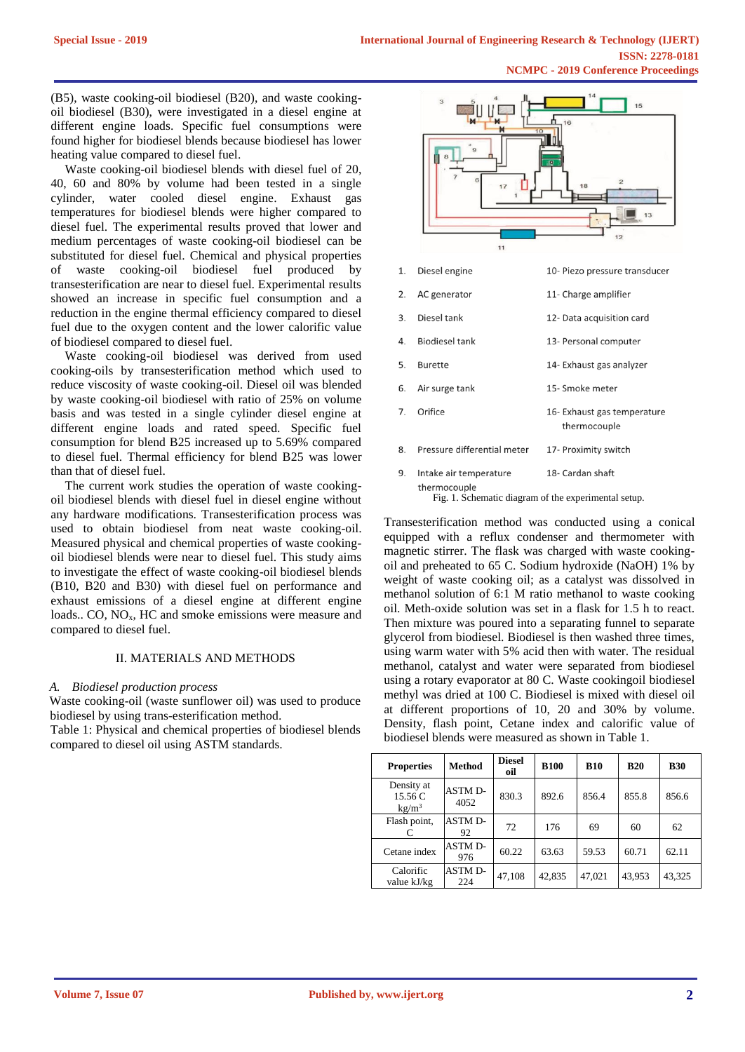(B5), waste cooking-oil biodiesel (B20), and waste cooking-oil biodiesel (B30), were investigated in a diesel engine at different engine loads. Specific fuel consumptions were found higher for biodiesel blends because biodiesel has lower heating value compared to diesel fuel.

Waste cooking-oil biodiesel blends with diesel fuel of 20, 40, 60 and 80% by volume had been tested in a single cylinder, water cooled diesel engine. Exhaust gas temperatures for biodiesel blends were higher compared to diesel fuel. The experimental results proved that lower and medium percentages of waste cooking-oil biodiesel can be substituted for diesel fuel. Chemical and physical properties of waste cooking-oil biodiesel fuel produced by transesterification are near to diesel fuel. Experimental results showed an increase in specific fuel consumption and a reduction in the engine thermal efficiency compared to diesel fuel due to the oxygen content and the lower calorific value of biodiesel compared to diesel fuel.

Waste cooking-oil biodiesel was derived from used cooking-oils by transesterification method which used to reduce viscosity of waste cooking-oil. Diesel oil was blended by waste cooking-oil biodiesel with ratio of 25% on volume basis and was tested in a single cylinder diesel engine at different engine loads and rated speed. Specific fuel consumption for blend B25 increased up to 5.69% compared to diesel fuel. Thermal efficiency for blend B25 was lower than that of diesel fuel.

The current work studies the operation of waste cooking-oil biodiesel blends with diesel fuel in diesel engine without any hardware modifications. Transesterification process was used to obtain biodiesel from neat waste cooking-oil. Measured physical and chemical properties of waste cooking-oil biodiesel blends were near to diesel fuel. This study aims to investigate the effect of waste cooking-oil biodiesel blends (B10, B20 and B30) with diesel fuel on performance and exhaust emissions of a diesel engine at different engine loads.. CO, $NO_x$, HC and smoke emissions were measure and compared to diesel fuel.

## II. MATERIALS AND METHODS

### *A. Biodiesel production process*

Waste cooking-oil (waste sunflower oil) was used to produce biodiesel by using trans-esterification method.

Table 1: Physical and chemical properties of biodiesel blends compared to diesel oil using ASTM standards.

3 5 4 14 15 16 10 9 8 7 6 17 1 18 2 13 12 11

1. Diesel engine
2. AC generator
3. Diesel tank
4. Biodiesel tank
5. Burette
6. Air surge tank
7. Orifice
8. Pressure differential meter
9. Intake air temperature thermocouple

10- Piezo pressure transducer
11- Charge amplifier
12- Data acquisition card
13- Personal computer
14- Exhaust gas analyzer
15- Smoke meter
16- Exhaust gas temperature thermocouple
17- Proximity switch
18- Cardan shaft

Fig. 1. Schematic diagram of the experimental setup.

Transesterification method was conducted using a conical equipped with a reflux condenser and thermometer with magnetic stirrer. The flask was charged with waste cooking-oil and preheated to 65 C. Sodium hydroxide (NaOH) 1% by weight of waste cooking oil; as a catalyst was dissolved in methanol solution of 6:1 M ratio methanol to waste cooking oil. Meth-oxide solution was set in a flask for 1.5 h to react. Then mixture was poured into a separating funnel to separate glycerol from biodiesel. Biodiesel is then washed three times, using warm water with 5% acid then with water. The residual methanol, catalyst and water were separated from biodiesel using a rotary evaporator at 80 C. Waste cookingoil biodiesel methyl was dried at 100 C. Biodiesel is mixed with diesel oil at different proportions of 10, 20 and 30% by volume. Density, flash point, Cetane index and calorific value of biodiesel blends were measured as shown in Table 1.

| Properties | Method | Diesel oil | B100 | B10 | B20 | B30 |
|---|---|---|---|---|---|---|
| Density at 15.56 C kg/m$^3$ | ASTM D-4052 | 830.3 | 892.6 | 856.4 | 855.8 | 856.6 |
| Flash point, C | ASTM D-92 | 72 | 176 | 69 | 60 | 62 |
| Cetane index | ASTM D-976 | 60.22 | 63.63 | 59.53 | 60.71 | 62.11 |
| Calorific value kJ/kg | ASTM D-224 | 47,108 | 42,835 | 47,021 | 43,953 | 43,325 |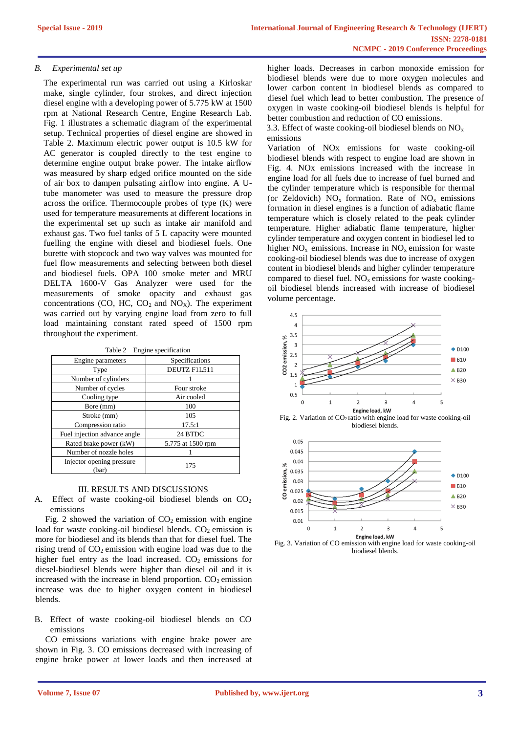### B. *Experimental set up*

The experimental run was carried out using a Kirloskar make, single cylinder, four strokes, and direct injection diesel engine with a developing power of 5.775 kW at 1500 rpm at National Research Centre, Engine Research Lab. Fig. 1 illustrates a schematic diagram of the experimental setup. Technical properties of diesel engine are showed in Table 2. Maximum electric power output is 10.5 kW for AC generator is coupled directly to the test engine to determine engine output brake power. The intake airflow was measured by sharp edged orifice mounted on the side of air box to dampen pulsating airflow into engine. A U-tube manometer was used to measure the pressure drop across the orifice. Thermocouple probes of type (K) were used for temperature measurements at different locations in the experimental set up such as intake air manifold and exhaust gas. Two fuel tanks of 5 L capacity were mounted fuelling the engine with diesel and biodiesel fuels. One burette with stopcock and two way valves was mounted for fuel flow measurements and selecting between both diesel and biodiesel fuels. OPA 100 smoke meter and MRU DELTA 1600-V Gas Analyzer were used for the measurements of smoke opacity and exhaust gas concentrations (CO, HC, $CO_2$ and $NO_X$). The experiment was carried out by varying engine load from zero to full load maintaining constant rated speed of 1500 rpm throughout the experiment.

Table 2 Engine specification

| Engine parameters | Specifications |
|---|---|
| Type | DEUTZ F1L511 |
| Number of cylinders | 1 |
| Number of cycles | Four stroke |
| Cooling type | Air cooled |
| Bore (mm) | 100 |
| Stroke (mm) | 105 |
| Compression ratio | 17.5:1 |
| Fuel injection advance angle | 24 BTDC |
| Rated brake power (kW) | 5.775 at 1500 rpm |
| Number of nozzle holes | 1 |
| Injector opening pressure (bar) | 175 |

## III. RESULTS AND DISCUSSIONS

A. Effect of waste cooking-oil biodiesel blends on $CO_2$ emissions

Fig. 2 showed the variation of $CO_2$ emission with engine load for waste cooking-oil biodiesel blends. $CO_2$ emission is more for biodiesel and its blends than that for diesel fuel. The rising trend of $CO_2$ emission with engine load was due to the higher fuel entry as the load increased. $CO_2$ emissions for diesel-biodiesel blends were higher than diesel oil and it is increased with the increase in blend proportion. $CO_2$ emission increase was due to higher oxygen content in biodiesel blends.

B. Effect of waste cooking-oil biodiesel blends on CO emissions

CO emissions variations with engine brake power are shown in Fig. 3. CO emissions decreased with increasing of engine brake power at lower loads and then increased at higher loads. Decreases in carbon monoxide emission for biodiesel blends were due to more oxygen molecules and lower carbon content in biodiesel blends as compared to diesel fuel which lead to better combustion. The presence of oxygen in waste cooking-oil biodiesel blends is helpful for better combustion and reduction of CO emissions.

3.3. Effect of waste cooking-oil biodiesel blends on $NO_x$ emissions

Variation of NOx emissions for waste cooking-oil biodiesel blends with respect to engine load are shown in Fig. 4. NOx emissions increased with the increase in engine load for all fuels due to increase of fuel burned and the cylinder temperature which is responsible for thermal (or Zeldovich) $NO_x$ formation. Rate of $NO_x$ emissions formation in diesel engines is a function of adiabatic flame temperature which is closely related to the peak cylinder temperature. Higher adiabatic flame temperature, higher cylinder temperature and oxygen content in biodiesel led to higher $NO_x$ emissions. Increase in $NO_x$ emission for waste cooking-oil biodiesel blends was due to increase of oxygen content in biodiesel blends and higher cylinder temperature compared to diesel fuel. $NO_x$ emissions for waste cooking-oil biodiesel blends increased with increase of biodiesel volume percentage.

CO2 emission, %
4.5
4
3.5
3
2.5
2
1.5
1
0.5
0 1 2 3 4 5
Engine load, kW
D100
B10
B20
B30

Fig. 2. Variation of $CO_2$ ratio with engine load for waste cooking-oil biodiesel blends.

CO emission, %
0.05
0.045
0.04
0.035
0.03
0.025
0.02
0.015
0.01
0 1 2 3 4 5
Engine load, kW
D100
B10
B20
B30

Fig. 3. Variation of CO emission with engine load for waste cooking-oil biodiesel blends.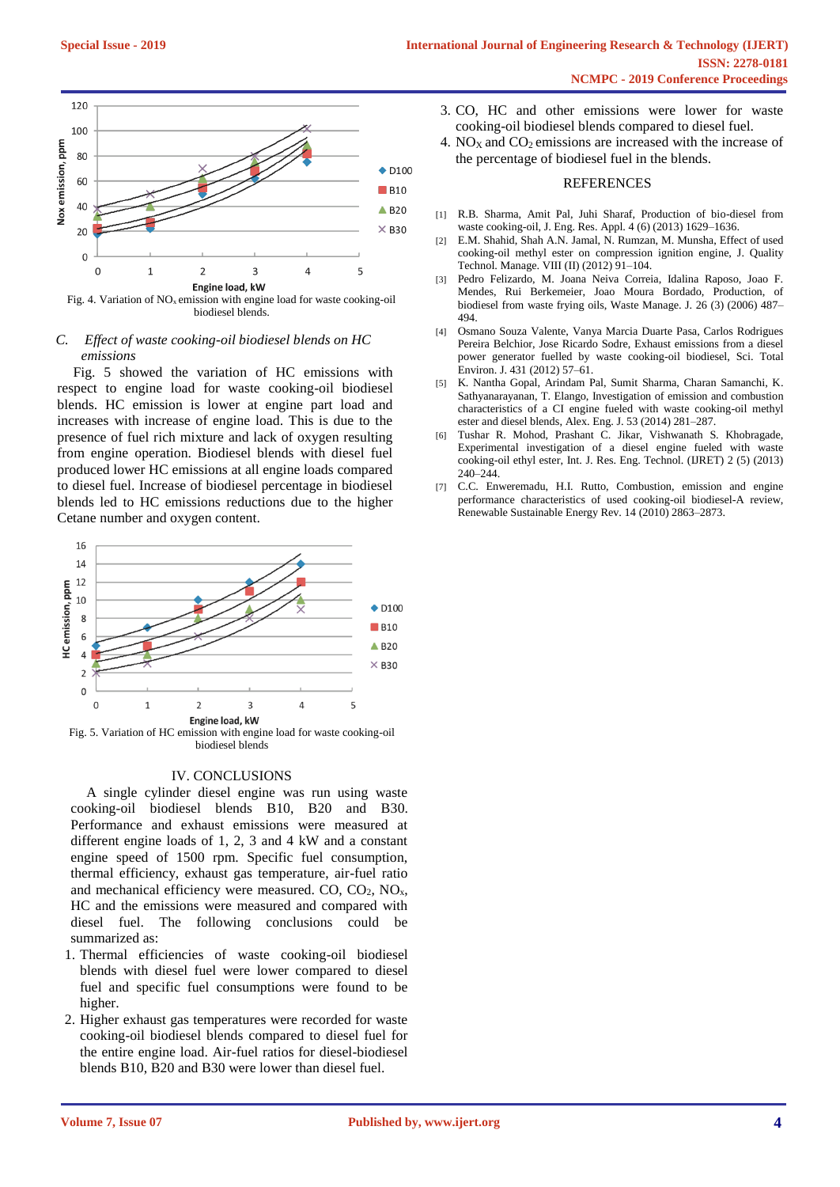120

100

80

60

40

20

0

Nox emission, ppm

0 1 2 3 4 5

Engine load, kW

D100

B10

B20

B30

Fig. 4. Variation of $NO_x$ emission with engine load for waste cooking-oil biodiesel blends.

### *C. Effect of waste cooking-oil biodiesel blends on HC emissions*

Fig. 5 showed the variation of HC emissions with respect to engine load for waste cooking-oil biodiesel blends. HC emission is lower at engine part load and increases with increase of engine load. This is due to the presence of fuel rich mixture and lack of oxygen resulting from engine operation. Biodiesel blends with diesel fuel produced lower HC emissions at all engine loads compared to diesel fuel. Increase of biodiesel percentage in biodiesel blends led to HC emissions reductions due to the higher Cetane number and oxygen content.

16

14

12

10

8

6

4

2

0

HC emission, ppm

0 1 2 3 4 5

Engine load, kW

D100

B10

B20

B30

Fig. 5. Variation of HC emission with engine load for waste cooking-oil biodiesel blends

## IV. CONCLUSIONS

A single cylinder diesel engine was run using waste cooking-oil biodiesel blends B10, B20 and B30. Performance and exhaust emissions were measured at different engine loads of 1, 2, 3 and 4 kW and a constant engine speed of 1500 rpm. Specific fuel consumption, thermal efficiency, exhaust gas temperature, air-fuel ratio and mechanical efficiency were measured. CO, $CO_2$, $NO_x$, HC and the emissions were measured and compared with diesel fuel. The following conclusions could be summarized as:

1. Thermal efficiencies of waste cooking-oil biodiesel blends with diesel fuel were lower compared to diesel fuel and specific fuel consumptions were found to be higher.
2. Higher exhaust gas temperatures were recorded for waste cooking-oil biodiesel blends compared to diesel fuel for the entire engine load. Air-fuel ratios for diesel-biodiesel blends B10, B20 and B30 were lower than diesel fuel.
3. CO, HC and other emissions were lower for waste cooking-oil biodiesel blends compared to diesel fuel.
4. $NO_X$ and $CO_2$ emissions are increased with the increase of the percentage of biodiesel fuel in the blends.

## REFERENCES

[1] R.B. Sharma, Amit Pal, Juhi Sharaf, Production of bio-diesel from waste cooking-oil, J. Eng. Res. Appl. 4 (6) (2013) 1629–1636.

[2] E.M. Shahid, Shah A.N. Jamal, N. Rumzan, M. Munsha, Effect of used cooking-oil methyl ester on compression ignition engine, J. Quality Technol. Manage. VIII (II) (2012) 91–104.

[3] Pedro Felizardo, M. Joana Neiva Correia, Idalina Raposo, Joao F. Mendes, Rui Berkemeier, Joao Moura Bordado, Production, of biodiesel from waste frying oils, Waste Manage. J. 26 (3) (2006) 487–494.

[4] Osmano Souza Valente, Vanya Marcia Duarte Pasa, Carlos Rodrigues Pereira Belchior, Jose Ricardo Sodre, Exhaust emissions from a diesel power generator fuelled by waste cooking-oil biodiesel, Sci. Total Environ. J. 431 (2012) 57–61.

[5] K. Nantha Gopal, Arindam Pal, Sumit Sharma, Charan Samanchi, K. Sathyanarayanan, T. Elango, Investigation of emission and combustion characteristics of a CI engine fueled with waste cooking-oil methyl ester and diesel blends, Alex. Eng. J. 53 (2014) 281–287.

[6] Tushar R. Mohod, Prashant C. Jikar, Vishwanath S. Khobragade, Experimental investigation of a diesel engine fueled with waste cooking-oil ethyl ester, Int. J. Res. Eng. Technol. (IJRET) 2 (5) (2013) 240–244.

[7] C.C. Enweremadu, H.I. Rutto, Combustion, emission and engine performance characteristics of used cooking-oil biodiesel-A review, Renewable Sustainable Energy Rev. 14 (2010) 2863–2873.